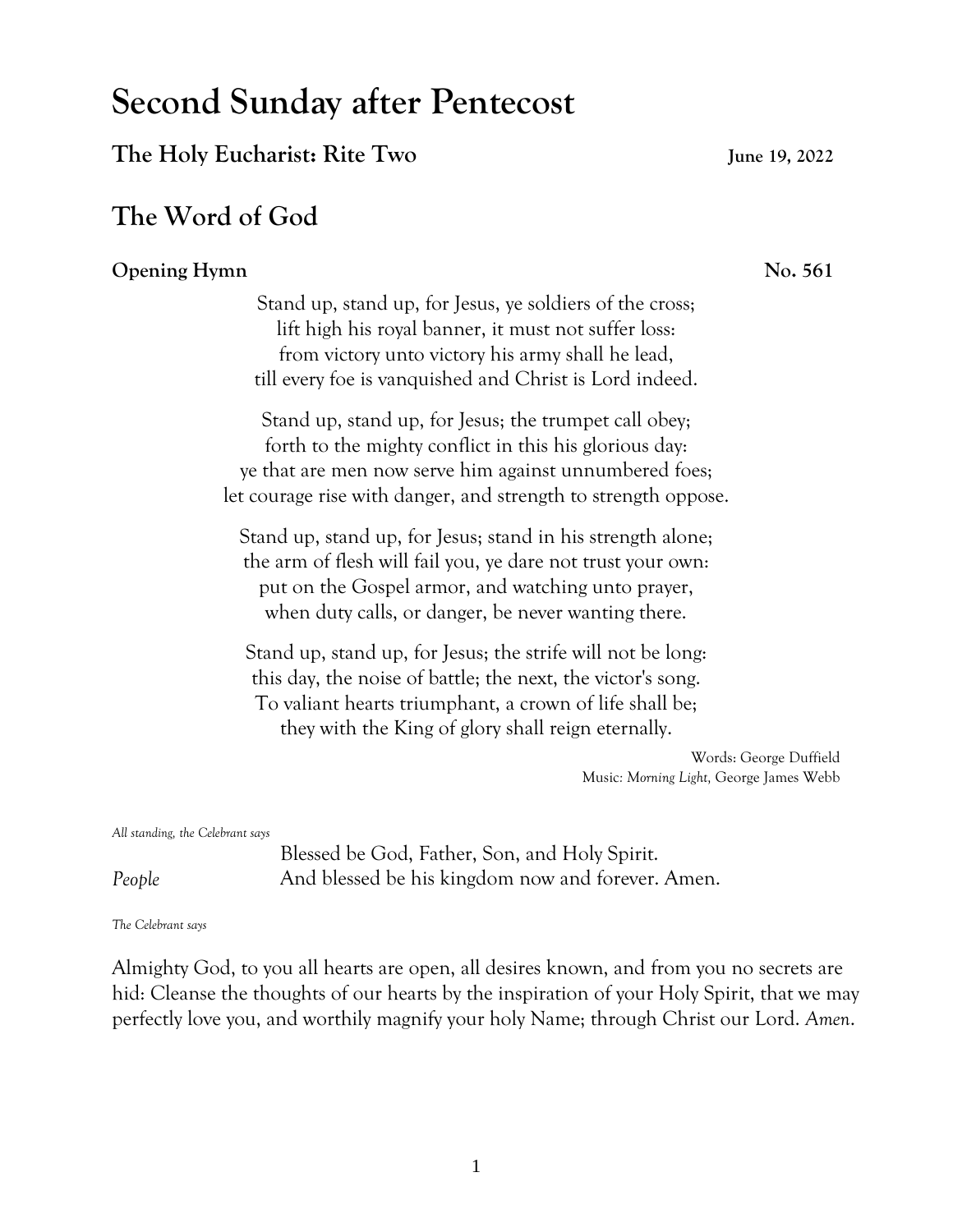# Second Sunday after Pentecost

## The Holy Eucharist: Rite Two

**June 19, 2022**

## The Word of God

### Opening Hymn **No. 561**

Stand up, stand up, for Jesus, ye soldiers of the cross;
lift high his royal banner, it must not suffer loss:
from victory unto victory his army shall he lead,
till every foe is vanquished and Christ is Lord indeed.

Stand up, stand up, for Jesus; the trumpet call obey;
forth to the mighty conflict in this his glorious day:
ye that are men now serve him against unnumbered foes;
let courage rise with danger, and strength to strength oppose.

Stand up, stand up, for Jesus; stand in his strength alone;
the arm of flesh will fail you, ye dare not trust your own:
put on the Gospel armor, and watching unto prayer,
when duty calls, or danger, be never wanting there.

Stand up, stand up, for Jesus; the strife will not be long:
this day, the noise of battle; the next, the victor's song.
To valiant hearts triumphant, a crown of life shall be;
they with the King of glory shall reign eternally.

Words: George Duffield
Music: *Morning Light,* George James Webb

*All standing, the Celebrant says*

Blessed be God, Father, Son, and Holy Spirit.

*People* And blessed be his kingdom now and forever. Amen.

*The Celebrant says*

Almighty God, to you all hearts are open, all desires known, and from you no secrets are hid: Cleanse the thoughts of our hearts by the inspiration of your Holy Spirit, that we may perfectly love you, and worthily magnify your holy Name; through Christ our Lord. *Amen.*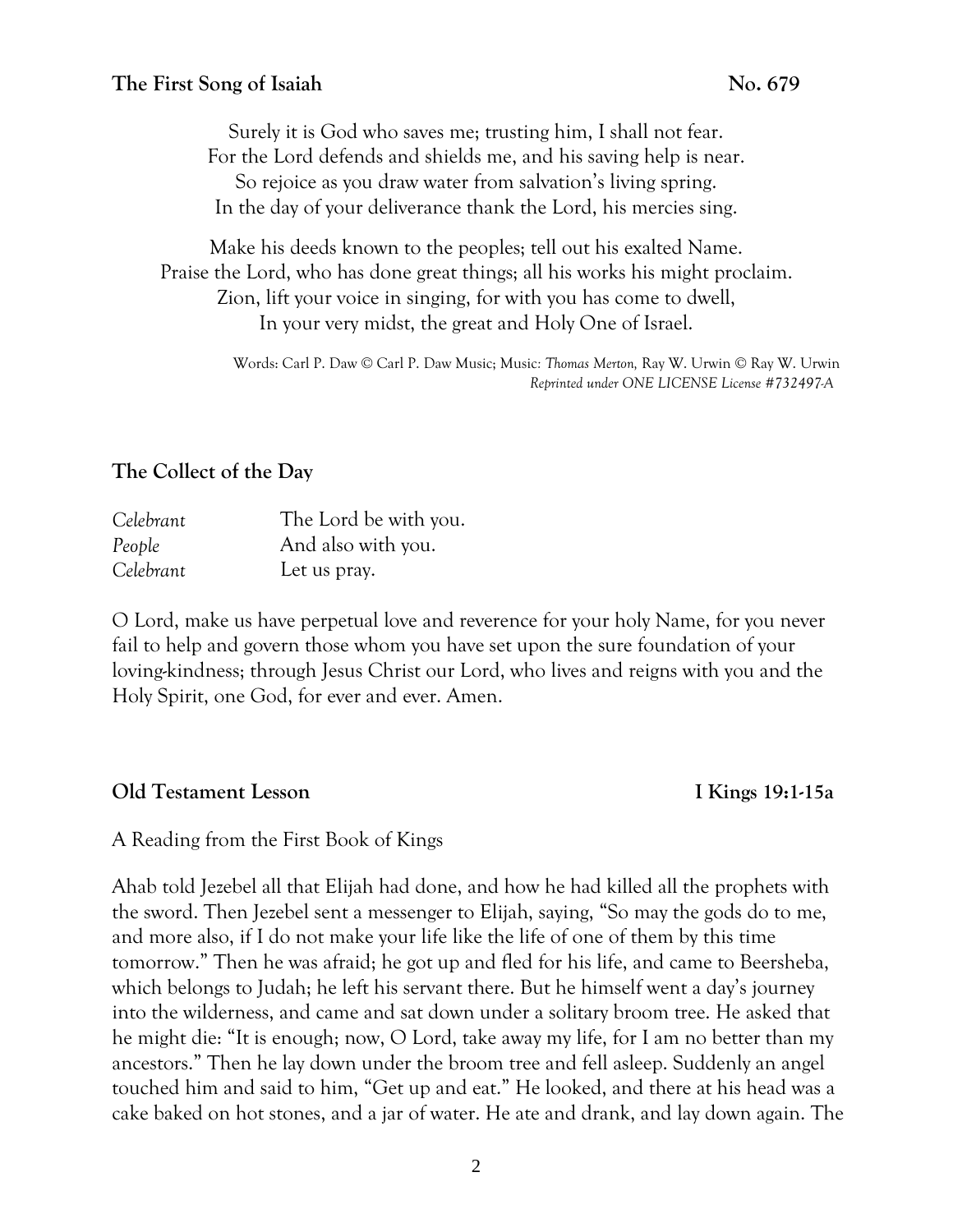### **The First Song of Isaiah** **No. 679**

Surely it is God who saves me; trusting him, I shall not fear.
For the Lord defends and shields me, and his saving help is near.
So rejoice as you draw water from salvation's living spring.
In the day of your deliverance thank the Lord, his mercies sing.

Make his deeds known to the peoples; tell out his exalted Name.
Praise the Lord, who has done great things; all his works his might proclaim.
Zion, lift your voice in singing, for with you has come to dwell,
In your very midst, the great and Holy One of Israel.

Words: Carl P. Daw © Carl P. Daw Music; Music: *Thomas Merton,* Ray W. Urwin © Ray W. Urwin
*Reprinted under ONE LICENSE License #732497-A*

### **The Collect of the Day**

| | |
|---|---|
| *Celebrant* | The Lord be with you. |
| *People* | And also with you. |
| *Celebrant* | Let us pray. |

O Lord, make us have perpetual love and reverence for your holy Name, for you never fail to help and govern those whom you have set upon the sure foundation of your loving-kindness; through Jesus Christ our Lord, who lives and reigns with you and the Holy Spirit, one God, for ever and ever. Amen.

### **Old Testament Lesson** **I Kings 19:1-15a**

A Reading from the First Book of Kings

Ahab told Jezebel all that Elijah had done, and how he had killed all the prophets with the sword. Then Jezebel sent a messenger to Elijah, saying, "So may the gods do to me, and more also, if I do not make your life like the life of one of them by this time tomorrow." Then he was afraid; he got up and fled for his life, and came to Beersheba, which belongs to Judah; he left his servant there. But he himself went a day's journey into the wilderness, and came and sat down under a solitary broom tree. He asked that he might die: "It is enough; now, O Lord, take away my life, for I am no better than my ancestors." Then he lay down under the broom tree and fell asleep. Suddenly an angel touched him and said to him, "Get up and eat." He looked, and there at his head was a cake baked on hot stones, and a jar of water. He ate and drank, and lay down again. The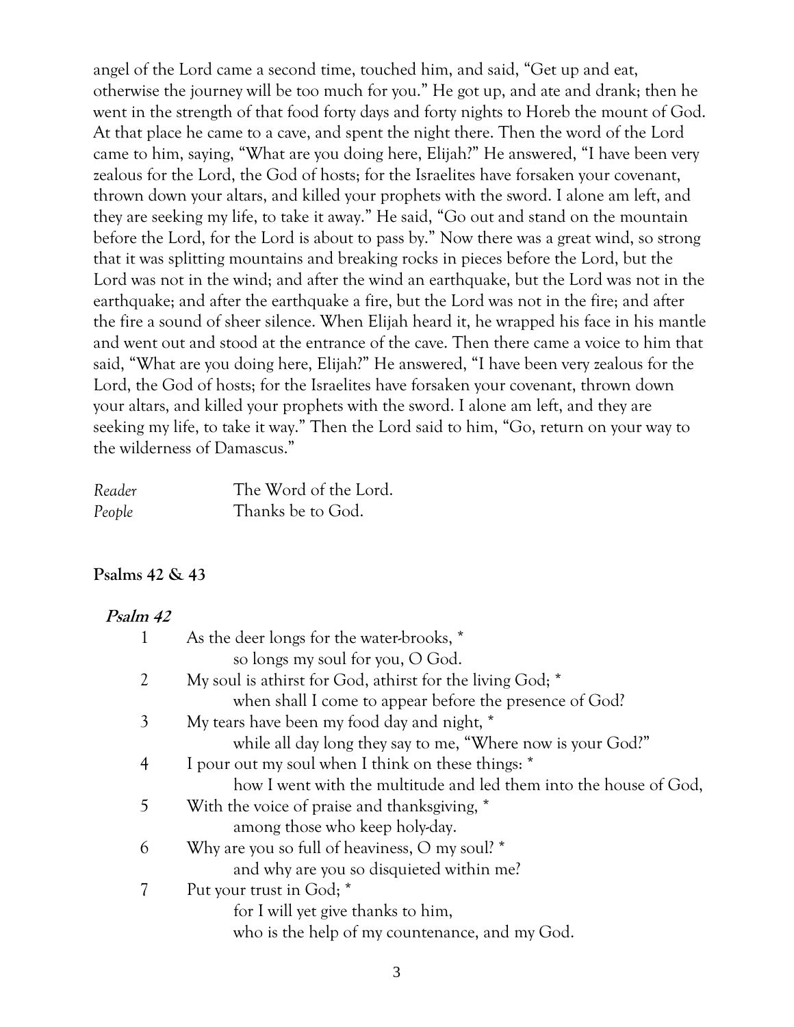angel of the Lord came a second time, touched him, and said, "Get up and eat, otherwise the journey will be too much for you." He got up, and ate and drank; then he went in the strength of that food forty days and forty nights to Horeb the mount of God. At that place he came to a cave, and spent the night there. Then the word of the Lord came to him, saying, "What are you doing here, Elijah?" He answered, "I have been very zealous for the Lord, the God of hosts; for the Israelites have forsaken your covenant, thrown down your altars, and killed your prophets with the sword. I alone am left, and they are seeking my life, to take it away." He said, "Go out and stand on the mountain before the Lord, for the Lord is about to pass by." Now there was a great wind, so strong that it was splitting mountains and breaking rocks in pieces before the Lord, but the Lord was not in the wind; and after the wind an earthquake, but the Lord was not in the earthquake; and after the earthquake a fire, but the Lord was not in the fire; and after the fire a sound of sheer silence. When Elijah heard it, he wrapped his face in his mantle and went out and stood at the entrance of the cave. Then there came a voice to him that said, "What are you doing here, Elijah?" He answered, "I have been very zealous for the Lord, the God of hosts; for the Israelites have forsaken your covenant, thrown down your altars, and killed your prophets with the sword. I alone am left, and they are seeking my life, to take it way." Then the Lord said to him, "Go, return on your way to the wilderness of Damascus."

*Reader* The Word of the Lord.
*People* Thanks be to God.

**Psalms 42 & 43**

***Psalm 42***

1 As the deer longs for the water-brooks, *
so longs my soul for you, O God.
2 My soul is athirst for God, athirst for the living God; *
when shall I come to appear before the presence of God?
3 My tears have been my food day and night, *
while all day long they say to me, "Where now is your God?"
4 I pour out my soul when I think on these things: *
how I went with the multitude and led them into the house of God,
5 With the voice of praise and thanksgiving, *
among those who keep holy-day.
6 Why are you so full of heaviness, O my soul? *
and why are you so disquieted within me?
7 Put your trust in God; *
for I will yet give thanks to him,
who is the help of my countenance, and my God.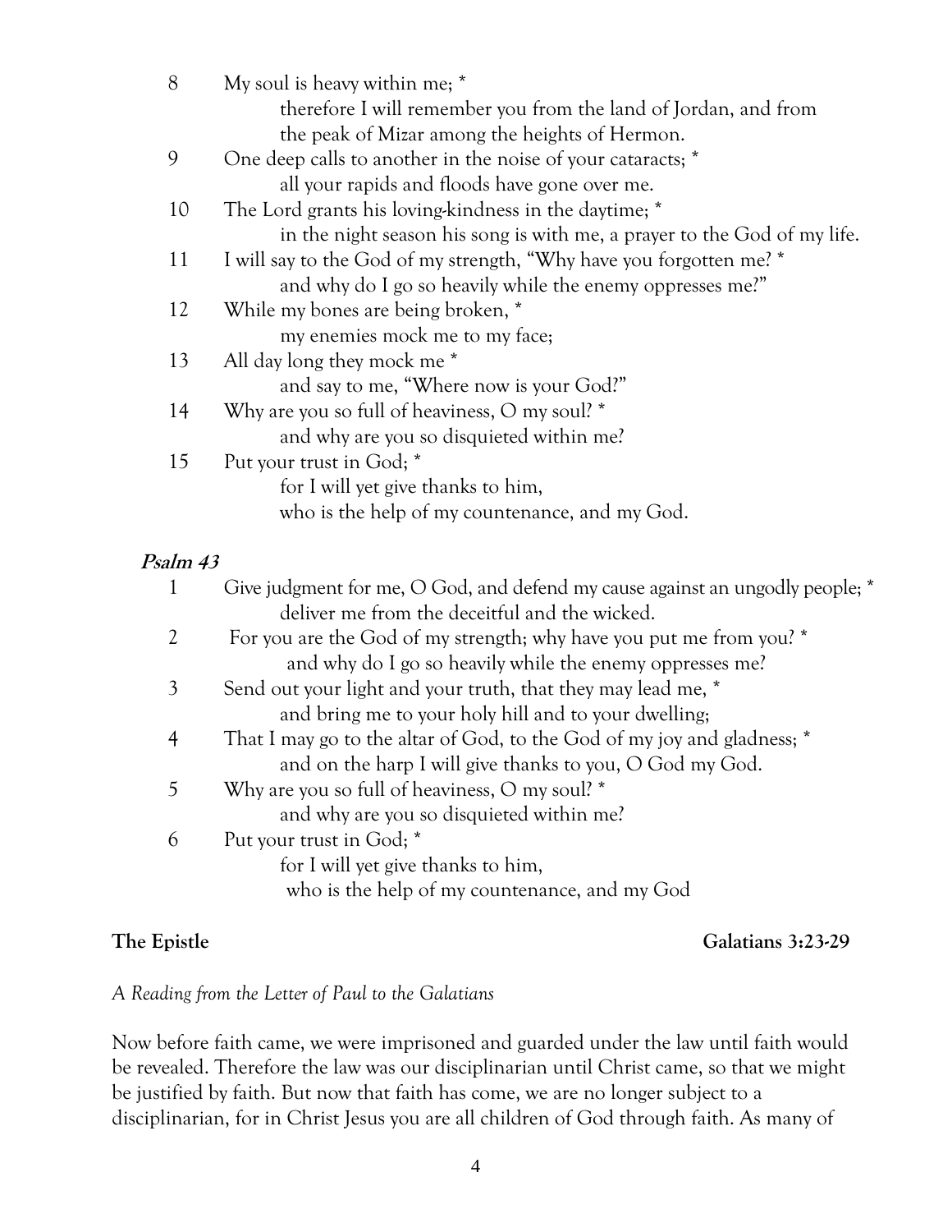8 My soul is heavy within me; *
therefore I will remember you from the land of Jordan, and from the peak of Mizar among the heights of Hermon.

9 One deep calls to another in the noise of your cataracts; *
all your rapids and floods have gone over me.

10 The Lord grants his loving-kindness in the daytime; *
in the night season his song is with me, a prayer to the God of my life.

11 I will say to the God of my strength, "Why have you forgotten me? *
and why do I go so heavily while the enemy oppresses me?"

12 While my bones are being broken, *
my enemies mock me to my face;

13 All day long they mock me *
and say to me, "Where now is your God?"

14 Why are you so full of heaviness, O my soul? *
and why are you so disquieted within me?

15 Put your trust in God; *
for I will yet give thanks to him,
who is the help of my countenance, and my God.

***Psalm 43***

1 Give judgment for me, O God, and defend my cause against an ungodly people; *
deliver me from the deceitful and the wicked.

2 For you are the God of my strength; why have you put me from you? *
and why do I go so heavily while the enemy oppresses me?

3 Send out your light and your truth, that they may lead me, *
and bring me to your holy hill and to your dwelling;

4 That I may go to the altar of God, to the God of my joy and gladness; *
and on the harp I will give thanks to you, O God my God.

5 Why are you so full of heaviness, O my soul? *
and why are you so disquieted within me?

6 Put your trust in God; *
for I will yet give thanks to him,
who is the help of my countenance, and my God

**The Epistle** **Galatians 3:23-29**

*A Reading from the Letter of Paul to the Galatians*

Now before faith came, we were imprisoned and guarded under the law until faith would be revealed. Therefore the law was our disciplinarian until Christ came, so that we might be justified by faith. But now that faith has come, we are no longer subject to a disciplinarian, for in Christ Jesus you are all children of God through faith. As many of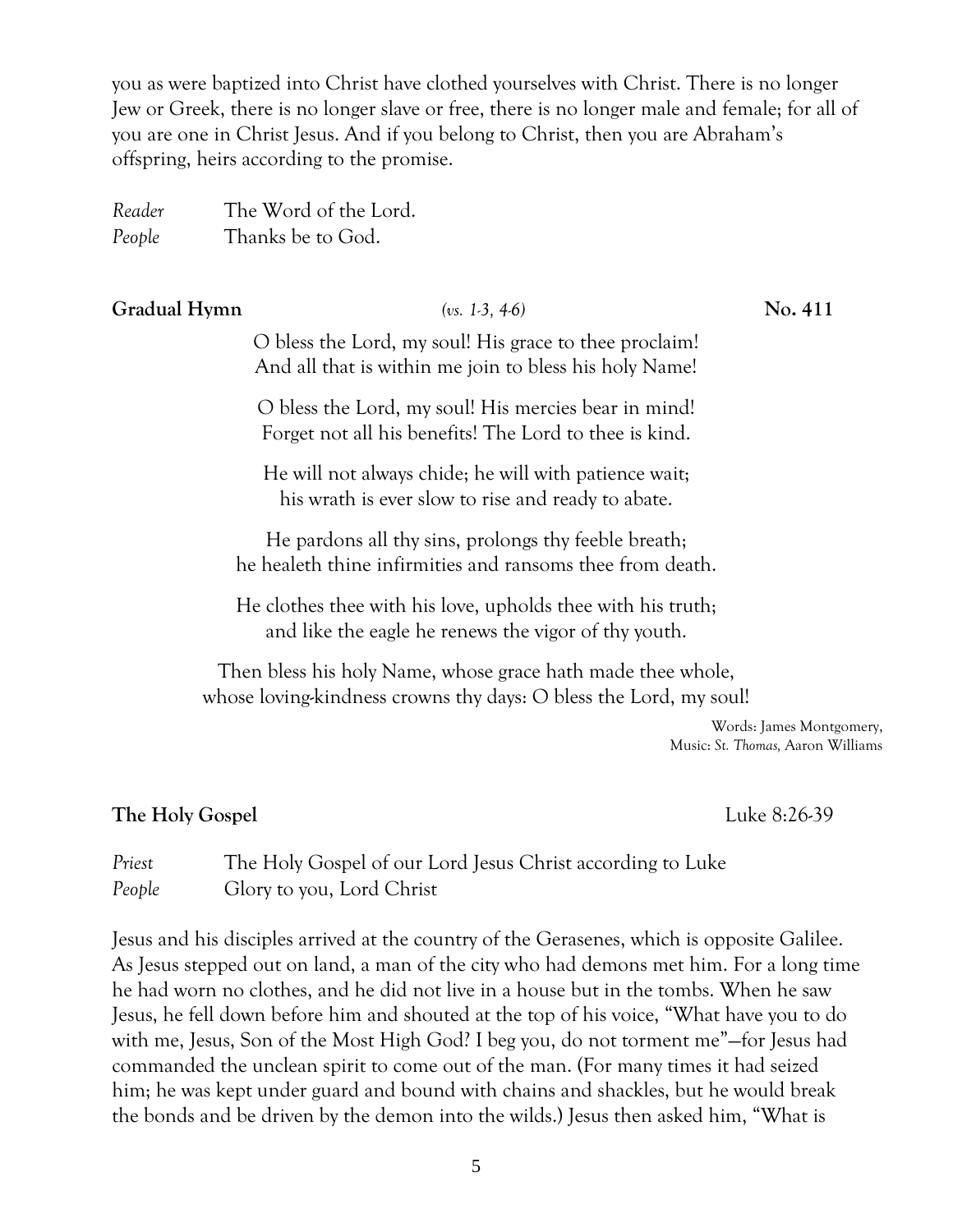you as were baptized into Christ have clothed yourselves with Christ. There is no longer Jew or Greek, there is no longer slave or free, there is no longer male and female; for all of you are one in Christ Jesus. And if you belong to Christ, then you are Abraham's offspring, heirs according to the promise.

*Reader* The Word of the Lord.
*People* Thanks be to God.

**Gradual Hymn** *(vs. 1-3, 4-6)* **No. 411**

O bless the Lord, my soul! His grace to thee proclaim!
And all that is within me join to bless his holy Name!

O bless the Lord, my soul! His mercies bear in mind!
Forget not all his benefits! The Lord to thee is kind.

He will not always chide; he will with patience wait;
his wrath is ever slow to rise and ready to abate.

He pardons all thy sins, prolongs thy feeble breath;
he healeth thine infirmities and ransoms thee from death.

He clothes thee with his love, upholds thee with his truth;
and like the eagle he renews the vigor of thy youth.

Then bless his holy Name, whose grace hath made thee whole,
whose loving-kindness crowns thy days: O bless the Lord, my soul!

Words: James Montgomery,
Music: *St. Thomas,* Aaron Williams

**The Holy Gospel** Luke 8:26-39

*Priest* The Holy Gospel of our Lord Jesus Christ according to Luke
*People* Glory to you, Lord Christ

Jesus and his disciples arrived at the country of the Gerasenes, which is opposite Galilee. As Jesus stepped out on land, a man of the city who had demons met him. For a long time he had worn no clothes, and he did not live in a house but in the tombs. When he saw Jesus, he fell down before him and shouted at the top of his voice, "What have you to do with me, Jesus, Son of the Most High God? I beg you, do not torment me"—for Jesus had commanded the unclean spirit to come out of the man. (For many times it had seized him; he was kept under guard and bound with chains and shackles, but he would break the bonds and be driven by the demon into the wilds.) Jesus then asked him, "What is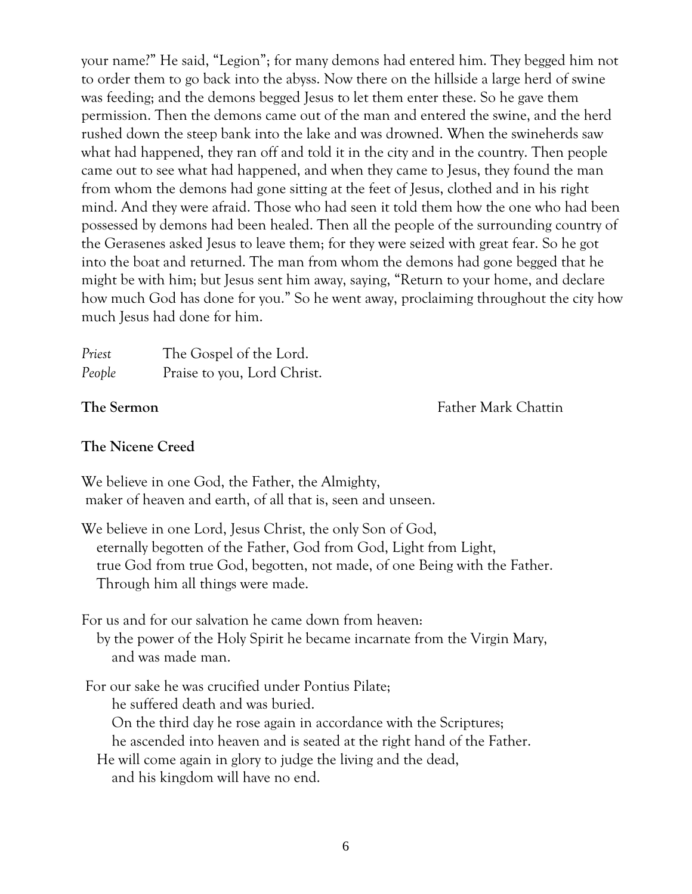your name?" He said, "Legion"; for many demons had entered him. They begged him not to order them to go back into the abyss. Now there on the hillside a large herd of swine was feeding; and the demons begged Jesus to let them enter these. So he gave them permission. Then the demons came out of the man and entered the swine, and the herd rushed down the steep bank into the lake and was drowned. When the swineherds saw what had happened, they ran off and told it in the city and in the country. Then people came out to see what had happened, and when they came to Jesus, they found the man from whom the demons had gone sitting at the feet of Jesus, clothed and in his right mind. And they were afraid. Those who had seen it told them how the one who had been possessed by demons had been healed. Then all the people of the surrounding country of the Gerasenes asked Jesus to leave them; for they were seized with great fear. So he got into the boat and returned. The man from whom the demons had gone begged that he might be with him; but Jesus sent him away, saying, "Return to your home, and declare how much God has done for you." So he went away, proclaiming throughout the city how much Jesus had done for him.

*Priest* The Gospel of the Lord.
*People* Praise to you, Lord Christ.

**The Sermon** Father Mark Chattin

**The Nicene Creed**

We believe in one God, the Father, the Almighty,
maker of heaven and earth, of all that is, seen and unseen.

We believe in one Lord, Jesus Christ, the only Son of God,
eternally begotten of the Father, God from God, Light from Light,
true God from true God, begotten, not made, of one Being with the Father.
Through him all things were made.

For us and for our salvation he came down from heaven:
by the power of the Holy Spirit he became incarnate from the Virgin Mary,
and was made man.

For our sake he was crucified under Pontius Pilate;
he suffered death and was buried.
On the third day he rose again in accordance with the Scriptures;
he ascended into heaven and is seated at the right hand of the Father.
He will come again in glory to judge the living and the dead,
and his kingdom will have no end.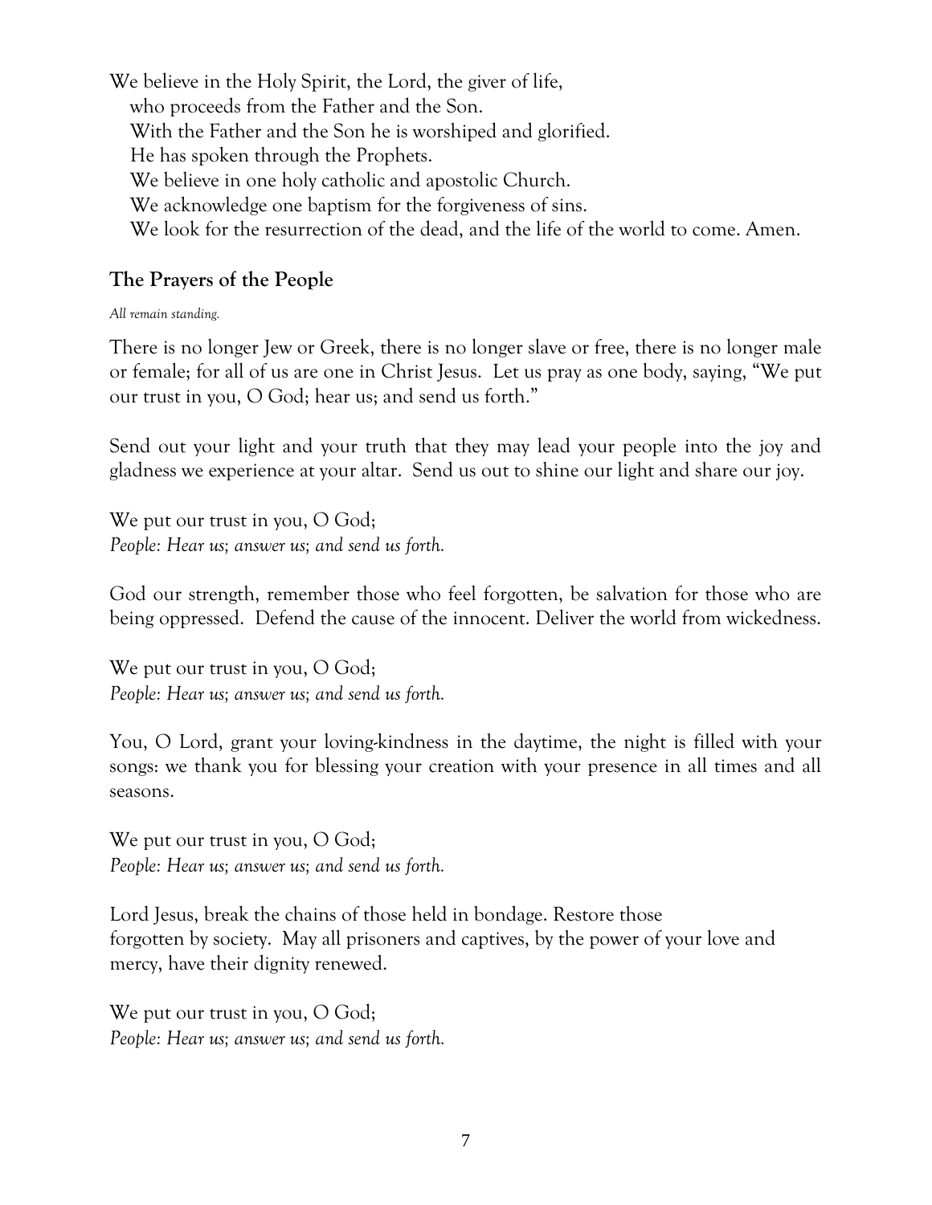We believe in the Holy Spirit, the Lord, the giver of life,
who proceeds from the Father and the Son.
With the Father and the Son he is worshiped and glorified.
He has spoken through the Prophets.
We believe in one holy catholic and apostolic Church.
We acknowledge one baptism for the forgiveness of sins.
We look for the resurrection of the dead, and the life of the world to come. Amen.

## The Prayers of the People

*All remain standing.*

There is no longer Jew or Greek, there is no longer slave or free, there is no longer male or female; for all of us are one in Christ Jesus. Let us pray as one body, saying, "We put our trust in you, O God; hear us; and send us forth."

Send out your light and your truth that they may lead your people into the joy and gladness we experience at your altar. Send us out to shine our light and share our joy.

We put our trust in you, O God;
*People: Hear us; answer us; and send us forth.*

God our strength, remember those who feel forgotten, be salvation for those who are being oppressed. Defend the cause of the innocent. Deliver the world from wickedness.

We put our trust in you, O God;
*People: Hear us; answer us; and send us forth.*

You, O Lord, grant your loving-kindness in the daytime, the night is filled with your songs: we thank you for blessing your creation with your presence in all times and all seasons.

We put our trust in you, O God;
*People: Hear us; answer us; and send us forth.*

Lord Jesus, break the chains of those held in bondage. Restore those forgotten by society. May all prisoners and captives, by the power of your love and mercy, have their dignity renewed.

We put our trust in you, O God;
*People: Hear us; answer us; and send us forth.*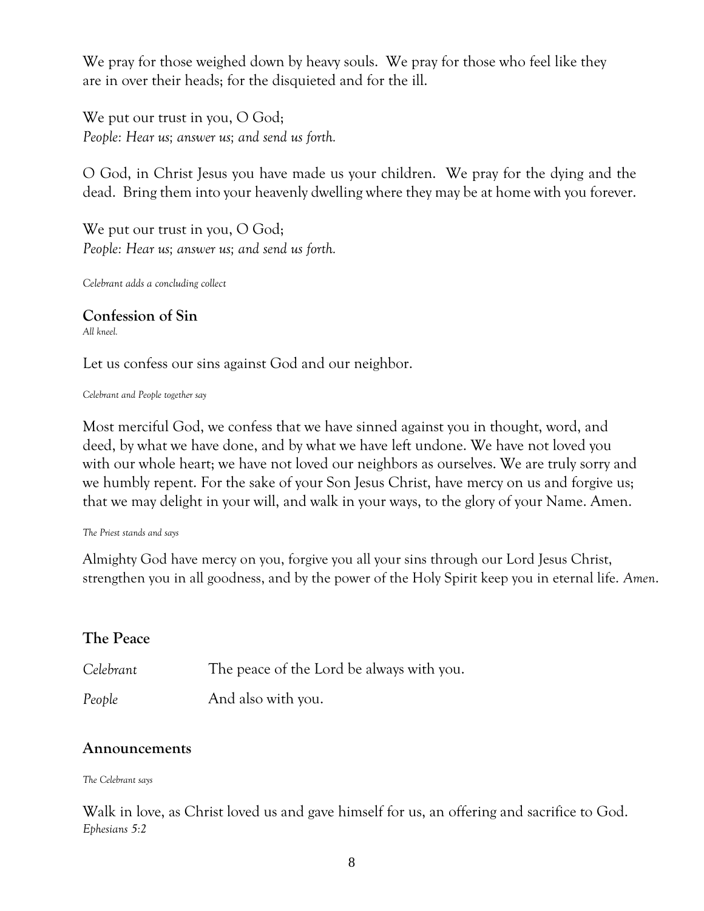We pray for those weighed down by heavy souls. We pray for those who feel like they are in over their heads; for the disquieted and for the ill.

We put our trust in you, O God;
*People: Hear us; answer us; and send us forth.*

O God, in Christ Jesus you have made us your children. We pray for the dying and the dead. Bring them into your heavenly dwelling where they may be at home with you forever.

We put our trust in you, O God;
*People: Hear us; answer us; and send us forth.*

*Celebrant adds a concluding collect*

## Confession of Sin

*All kneel.*

Let us confess our sins against God and our neighbor.

*Celebrant and People together say*

Most merciful God, we confess that we have sinned against you in thought, word, and deed, by what we have done, and by what we have left undone. We have not loved you with our whole heart; we have not loved our neighbors as ourselves. We are truly sorry and we humbly repent. For the sake of your Son Jesus Christ, have mercy on us and forgive us; that we may delight in your will, and walk in your ways, to the glory of your Name. Amen.

*The Priest stands and says*

Almighty God have mercy on you, forgive you all your sins through our Lord Jesus Christ, strengthen you in all goodness, and by the power of the Holy Spirit keep you in eternal life. *Amen*.

## The Peace

*Celebrant* The peace of the Lord be always with you.

*People* And also with you.

## Announcements

*The Celebrant says*

Walk in love, as Christ loved us and gave himself for us, an offering and sacrifice to God.
*Ephesians 5:2*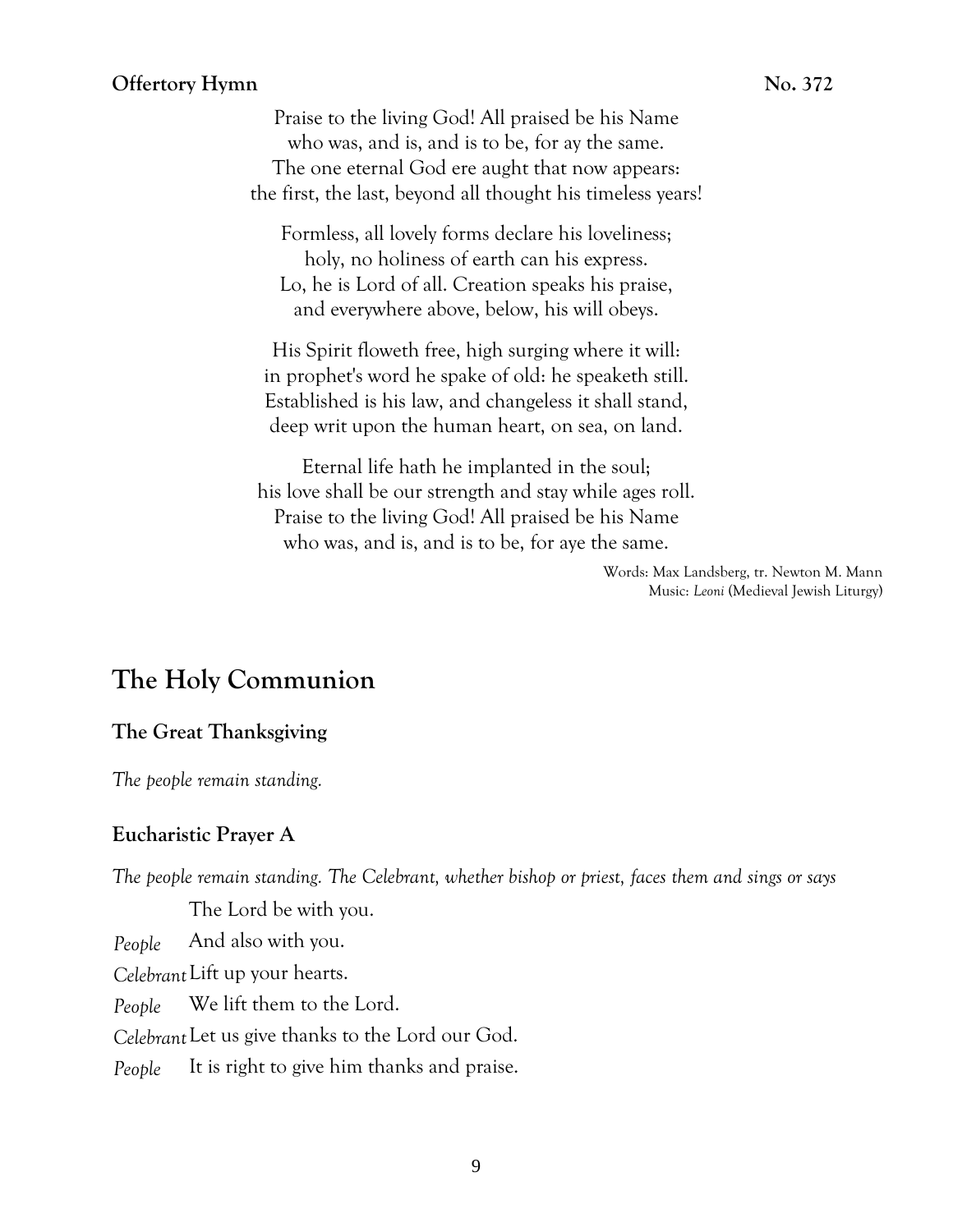**Offertory Hymn** **No. 372**

Praise to the living God! All praised be his Name
who was, and is, and is to be, for ay the same.
The one eternal God ere aught that now appears:
the first, the last, beyond all thought his timeless years!

Formless, all lovely forms declare his loveliness;
holy, no holiness of earth can his express.
Lo, he is Lord of all. Creation speaks his praise,
and everywhere above, below, his will obeys.

His Spirit floweth free, high surging where it will:
in prophet's word he spake of old: he speaketh still.
Established is his law, and changeless it shall stand,
deep writ upon the human heart, on sea, on land.

Eternal life hath he implanted in the soul;
his love shall be our strength and stay while ages roll.
Praise to the living God! All praised be his Name
who was, and is, and is to be, for aye the same.

Words: Max Landsberg, tr. Newton M. Mann
Music: *Leoni* (Medieval Jewish Liturgy)

## The Holy Communion

### The Great Thanksgiving

*The people remain standing.*

### Eucharistic Prayer A

*The people remain standing. The Celebrant, whether bishop or priest, faces them and sings or says*

The Lord be with you.

*People* And also with you.

*Celebrant* Lift up your hearts.

*People* We lift them to the Lord.

*Celebrant* Let us give thanks to the Lord our God.

*People* It is right to give him thanks and praise.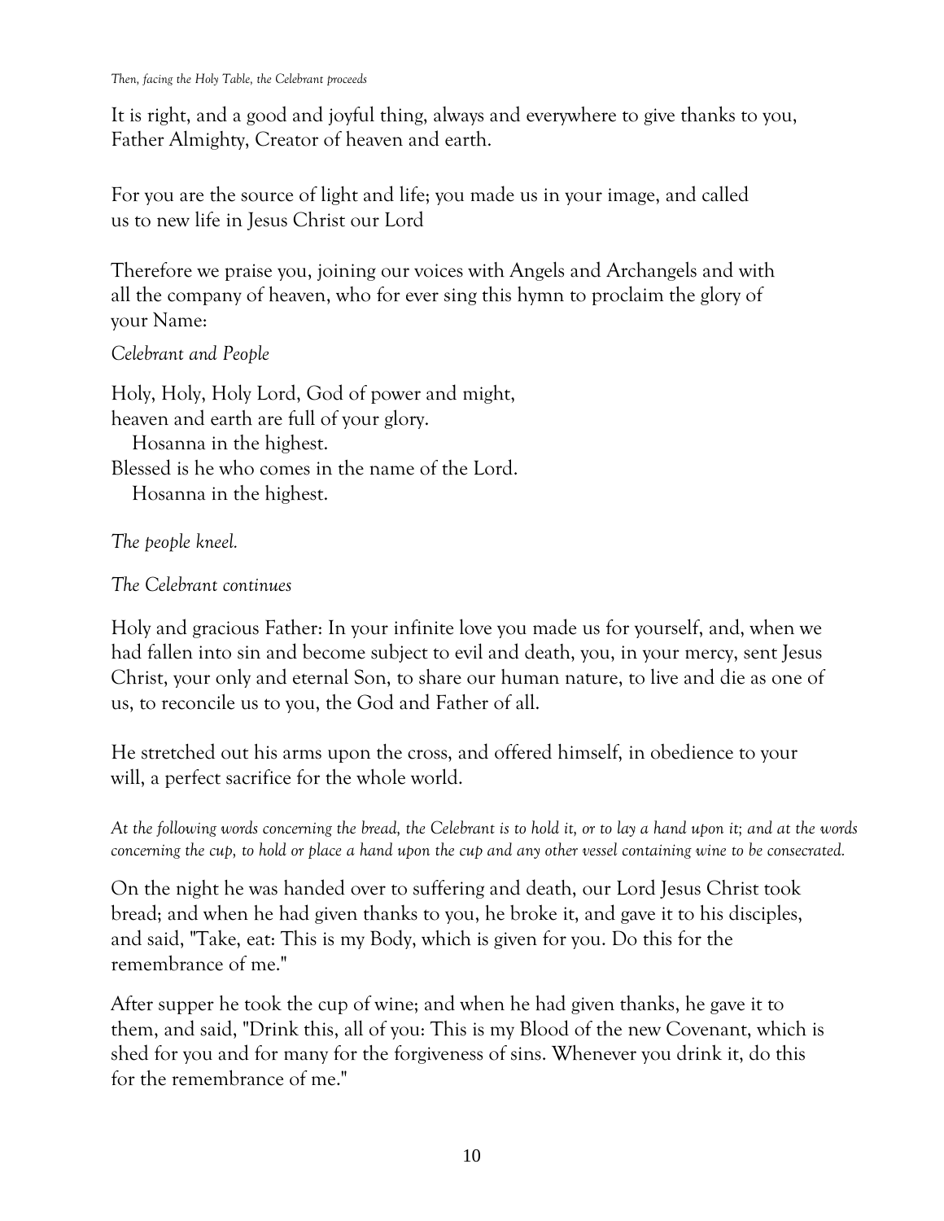*Then, facing the Holy Table, the Celebrant proceeds*

It is right, and a good and joyful thing, always and everywhere to give thanks to you, Father Almighty, Creator of heaven and earth.

For you are the source of light and life; you made us in your image, and called us to new life in Jesus Christ our Lord

Therefore we praise you, joining our voices with Angels and Archangels and with all the company of heaven, who for ever sing this hymn to proclaim the glory of your Name:

*Celebrant and People*

Holy, Holy, Holy Lord, God of power and might,  
heaven and earth are full of your glory.  
   Hosanna in the highest.  
Blessed is he who comes in the name of the Lord.  
   Hosanna in the highest.

*The people kneel.*

*The Celebrant continues*

Holy and gracious Father: In your infinite love you made us for yourself, and, when we had fallen into sin and become subject to evil and death, you, in your mercy, sent Jesus Christ, your only and eternal Son, to share our human nature, to live and die as one of us, to reconcile us to you, the God and Father of all.

He stretched out his arms upon the cross, and offered himself, in obedience to your will, a perfect sacrifice for the whole world.

*At the following words concerning the bread, the Celebrant is to hold it, or to lay a hand upon it; and at the words concerning the cup, to hold or place a hand upon the cup and any other vessel containing wine to be consecrated.*

On the night he was handed over to suffering and death, our Lord Jesus Christ took bread; and when he had given thanks to you, he broke it, and gave it to his disciples, and said, "Take, eat: This is my Body, which is given for you. Do this for the remembrance of me."

After supper he took the cup of wine; and when he had given thanks, he gave it to them, and said, "Drink this, all of you: This is my Blood of the new Covenant, which is shed for you and for many for the forgiveness of sins. Whenever you drink it, do this for the remembrance of me."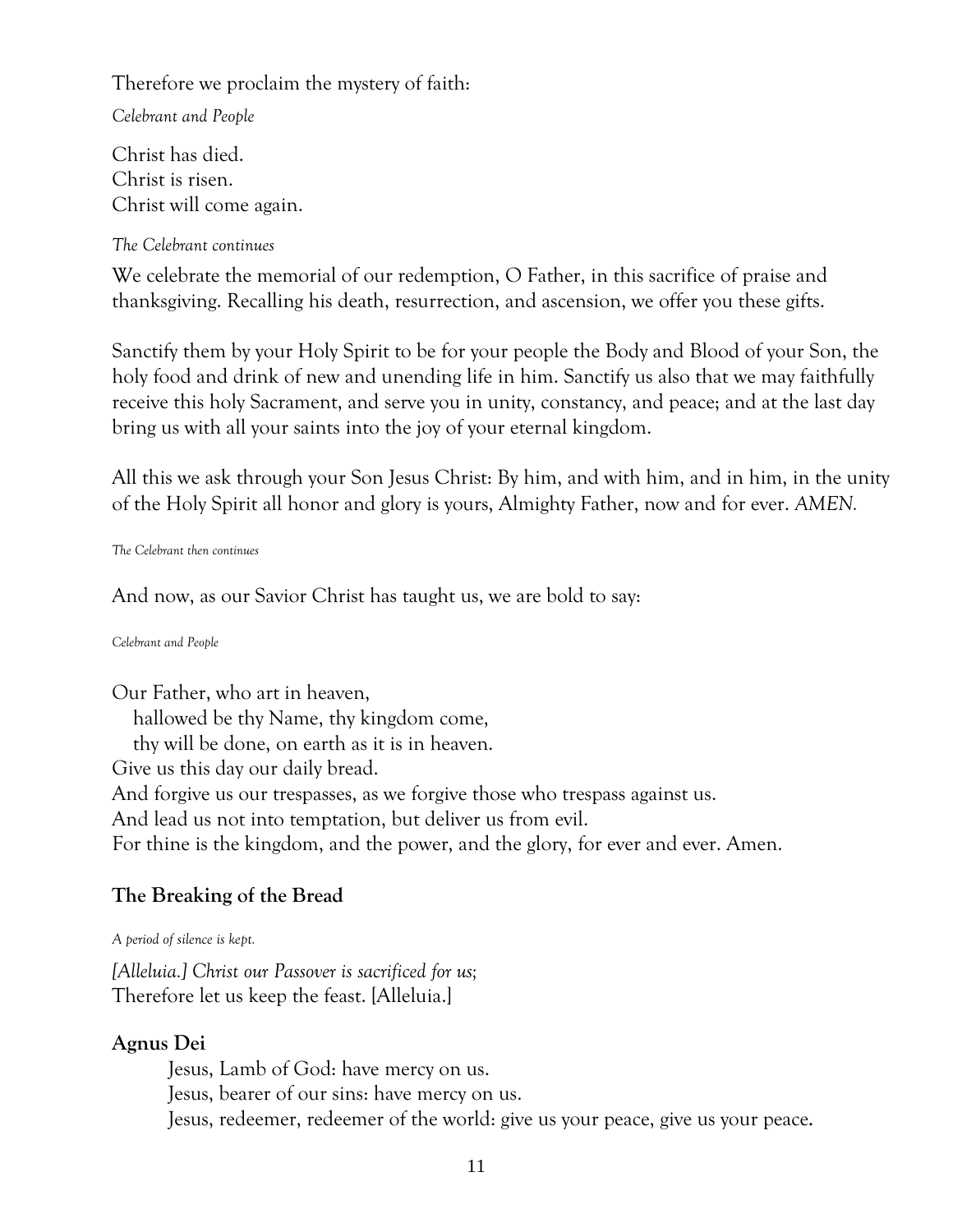Therefore we proclaim the mystery of faith:

*Celebrant and People*

Christ has died.
Christ is risen.
Christ will come again.

*The Celebrant continues*

We celebrate the memorial of our redemption, O Father, in this sacrifice of praise and thanksgiving. Recalling his death, resurrection, and ascension, we offer you these gifts.

Sanctify them by your Holy Spirit to be for your people the Body and Blood of your Son, the holy food and drink of new and unending life in him. Sanctify us also that we may faithfully receive this holy Sacrament, and serve you in unity, constancy, and peace; and at the last day bring us with all your saints into the joy of your eternal kingdom.

All this we ask through your Son Jesus Christ: By him, and with him, and in him, in the unity of the Holy Spirit all honor and glory is yours, Almighty Father, now and for ever. *AMEN.*

*The Celebrant then continues*

And now, as our Savior Christ has taught us, we are bold to say:

*Celebrant and People*

Our Father, who art in heaven,
   hallowed be thy Name, thy kingdom come,
   thy will be done, on earth as it is in heaven.
Give us this day our daily bread.
And forgive us our trespasses, as we forgive those who trespass against us.
And lead us not into temptation, but deliver us from evil.
For thine is the kingdom, and the power, and the glory, for ever and ever. Amen.

**The Breaking of the Bread**

*A period of silence is kept.*

*[Alleluia.] Christ our Passover is sacrificed for us;*
Therefore let us keep the feast. [Alleluia.]

**Agnus Dei**

Jesus, Lamb of God: have mercy on us.
Jesus, bearer of our sins: have mercy on us.
Jesus, redeemer, redeemer of the world: give us your peace, give us your peace.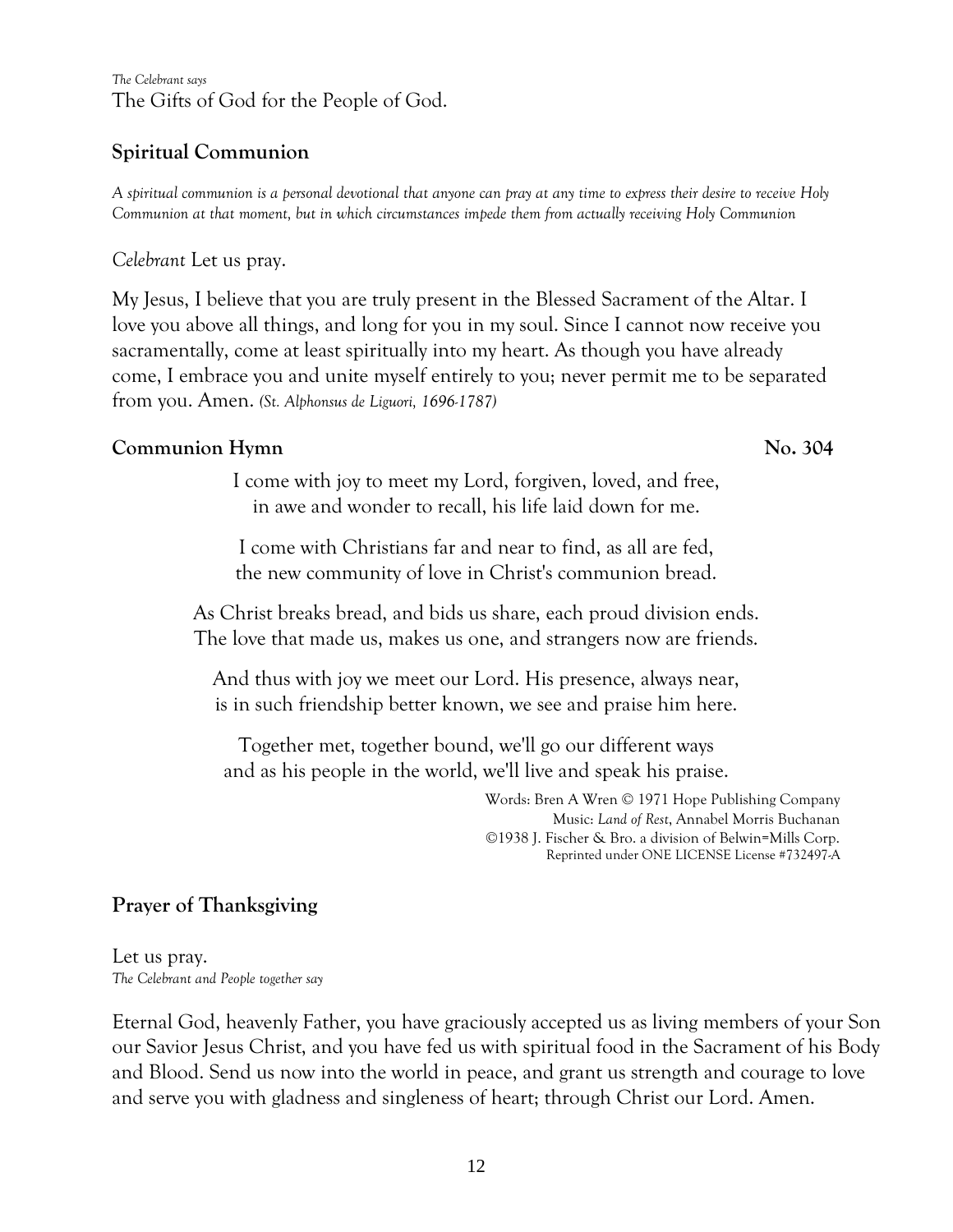*The Celebrant says*
The Gifts of God for the People of God.

## Spiritual Communion

*A spiritual communion is a personal devotional that anyone can pray at any time to express their desire to receive Holy Communion at that moment, but in which circumstances impede them from actually receiving Holy Communion*

*Celebrant* Let us pray.

My Jesus, I believe that you are truly present in the Blessed Sacrament of the Altar. I love you above all things, and long for you in my soul. Since I cannot now receive you sacramentally, come at least spiritually into my heart. As though you have already come, I embrace you and unite myself entirely to you; never permit me to be separated from you. Amen. *(St. Alphonsus de Liguori, 1696-1787)*

## Communion Hymn — No. 304

I come with joy to meet my Lord, forgiven, loved, and free,
in awe and wonder to recall, his life laid down for me.

I come with Christians far and near to find, as all are fed,
the new community of love in Christ's communion bread.

As Christ breaks bread, and bids us share, each proud division ends.
The love that made us, makes us one, and strangers now are friends.

And thus with joy we meet our Lord. His presence, always near,
is in such friendship better known, we see and praise him here.

Together met, together bound, we'll go our different ways
and as his people in the world, we'll live and speak his praise.

Words: Bren A Wren © 1971 Hope Publishing Company
Music: *Land of Rest*, Annabel Morris Buchanan
©1938 J. Fischer & Bro. a division of Belwin=Mills Corp.
Reprinted under ONE LICENSE License #732497-A

## Prayer of Thanksgiving

Let us pray.
*The Celebrant and People together say*

Eternal God, heavenly Father, you have graciously accepted us as living members of your Son our Savior Jesus Christ, and you have fed us with spiritual food in the Sacrament of his Body and Blood. Send us now into the world in peace, and grant us strength and courage to love and serve you with gladness and singleness of heart; through Christ our Lord. Amen.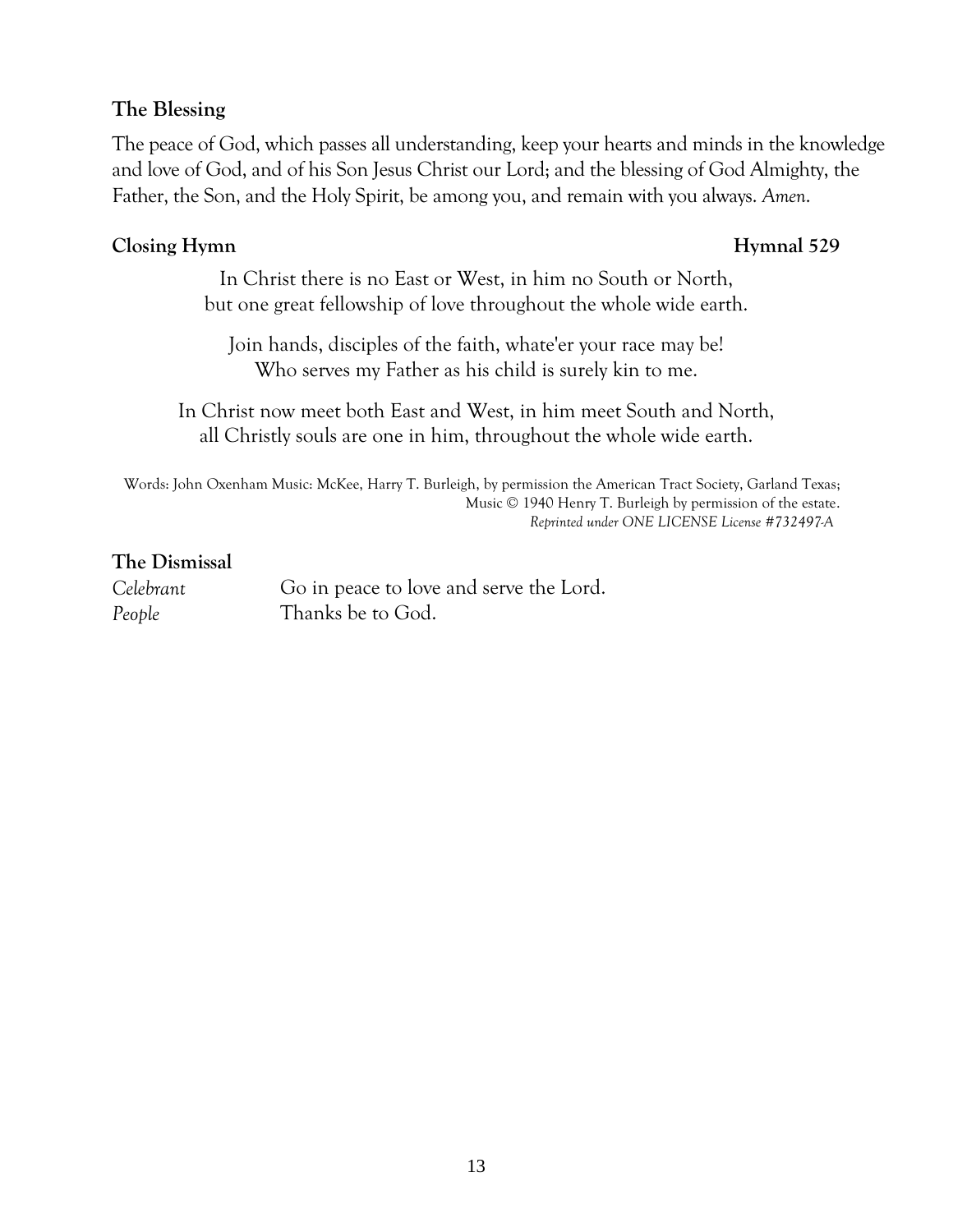### The Blessing

The peace of God, which passes all understanding, keep your hearts and minds in the knowledge and love of God, and of his Son Jesus Christ our Lord; and the blessing of God Almighty, the Father, the Son, and the Holy Spirit, be among you, and remain with you always. *Amen*.

### Closing Hymn — Hymnal 529

In Christ there is no East or West, in him no South or North,
but one great fellowship of love throughout the whole wide earth.

Join hands, disciples of the faith, whate'er your race may be!
Who serves my Father as his child is surely kin to me.

In Christ now meet both East and West, in him meet South and North,
all Christly souls are one in him, throughout the whole wide earth.

Words: John Oxenham Music: McKee, Harry T. Burleigh, by permission the American Tract Society, Garland Texas;
Music © 1940 Henry T. Burleigh by permission of the estate.
*Reprinted under ONE LICENSE License #732497-A*

### The Dismissal

*Celebrant* Go in peace to love and serve the Lord.
*People* Thanks be to God.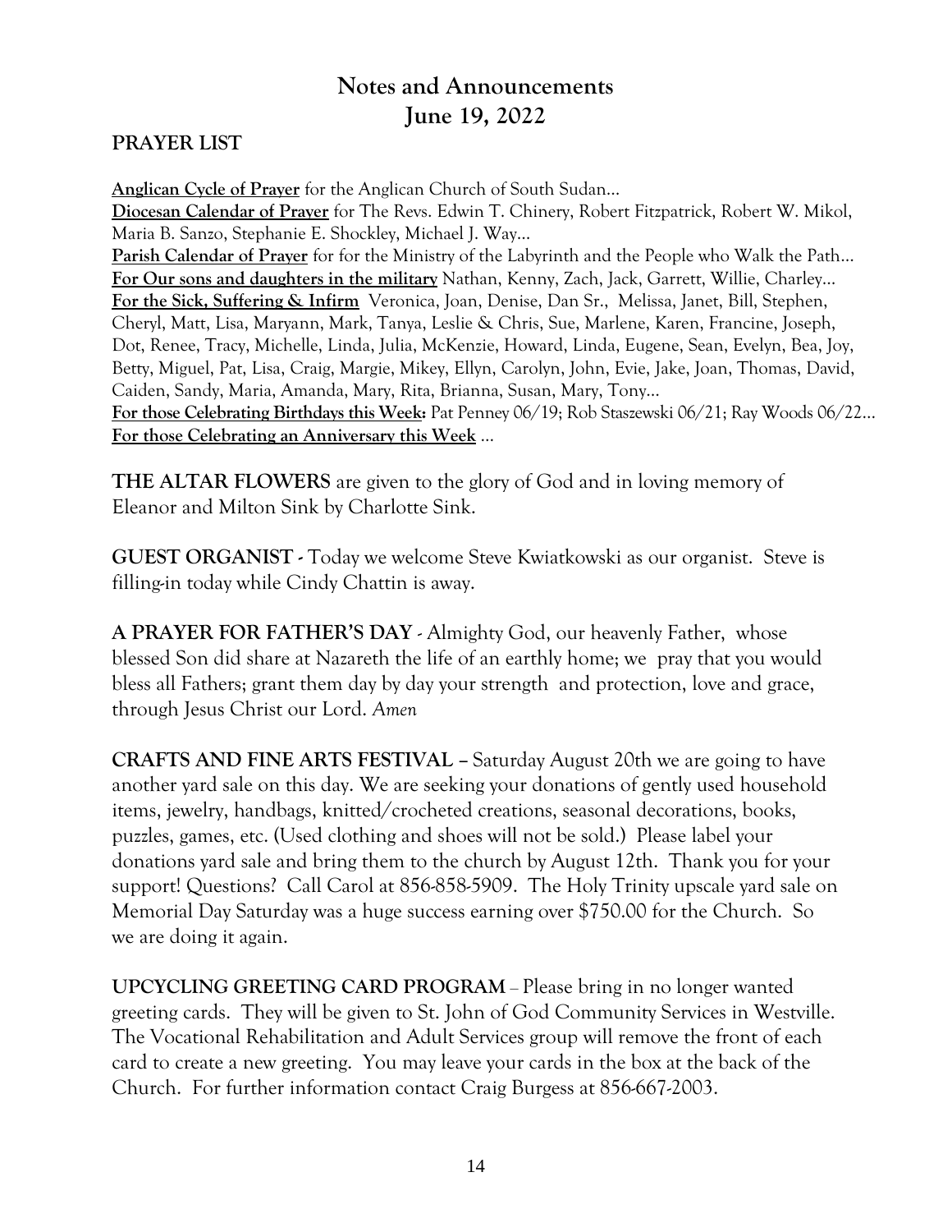# Notes and Announcements
# June 19, 2022

## PRAYER LIST

**Anglican Cycle of Prayer** for the Anglican Church of South Sudan…
**Diocesan Calendar of Prayer** for The Revs. Edwin T. Chinery, Robert Fitzpatrick, Robert W. Mikol, Maria B. Sanzo, Stephanie E. Shockley, Michael J. Way…
**Parish Calendar of Prayer** for for the Ministry of the Labyrinth and the People who Walk the Path…
**For Our sons and daughters in the military** Nathan, Kenny, Zach, Jack, Garrett, Willie, Charley…
**For the Sick, Suffering & Infirm** Veronica, Joan, Denise, Dan Sr., Melissa, Janet, Bill, Stephen, Cheryl, Matt, Lisa, Maryann, Mark, Tanya, Leslie & Chris, Sue, Marlene, Karen, Francine, Joseph, Dot, Renee, Tracy, Michelle, Linda, Julia, McKenzie, Howard, Linda, Eugene, Sean, Evelyn, Bea, Joy, Betty, Miguel, Pat, Lisa, Craig, Margie, Mikey, Ellyn, Carolyn, John, Evie, Jake, Joan, Thomas, David, Caiden, Sandy, Maria, Amanda, Mary, Rita, Brianna, Susan, Mary, Tony…
**For those Celebrating Birthdays this Week:** Pat Penney 06/19; Rob Staszewski 06/21; Ray Woods 06/22…
**For those Celebrating an Anniversary this Week** …

**THE ALTAR FLOWERS** are given to the glory of God and in loving memory of Eleanor and Milton Sink by Charlotte Sink.

**GUEST ORGANIST -** Today we welcome Steve Kwiatkowski as our organist. Steve is filling-in today while Cindy Chattin is away.

**A PRAYER FOR FATHER'S DAY** - Almighty God, our heavenly Father, whose blessed Son did share at Nazareth the life of an earthly home; we pray that you would bless all Fathers; grant them day by day your strength and protection, love and grace, through Jesus Christ our Lord. *Amen*

**CRAFTS AND FINE ARTS FESTIVAL –** Saturday August 20th we are going to have another yard sale on this day. We are seeking your donations of gently used household items, jewelry, handbags, knitted/crocheted creations, seasonal decorations, books, puzzles, games, etc. (Used clothing and shoes will not be sold.) Please label your donations yard sale and bring them to the church by August 12th. Thank you for your support! Questions? Call Carol at 856-858-5909. The Holy Trinity upscale yard sale on Memorial Day Saturday was a huge success earning over $750.00 for the Church. So we are doing it again.

**UPCYCLING GREETING CARD PROGRAM** – Please bring in no longer wanted greeting cards. They will be given to St. John of God Community Services in Westville. The Vocational Rehabilitation and Adult Services group will remove the front of each card to create a new greeting. You may leave your cards in the box at the back of the Church. For further information contact Craig Burgess at 856-667-2003.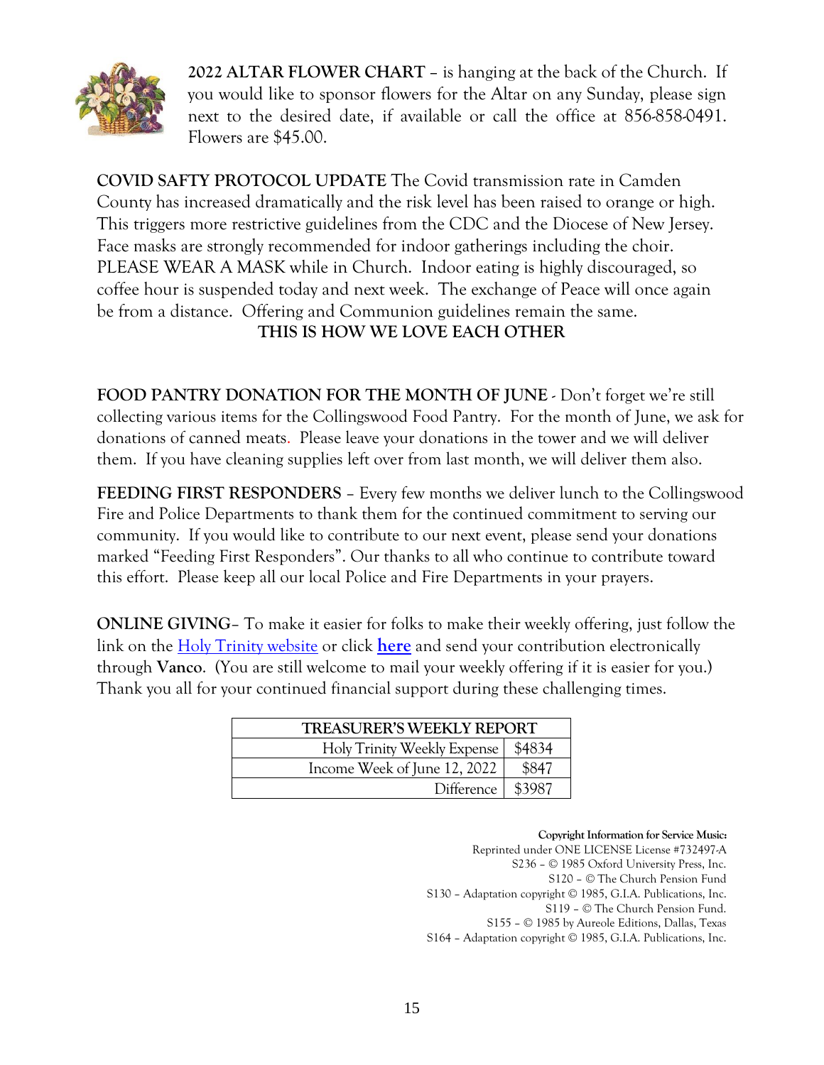**2022 ALTAR FLOWER CHART** – is hanging at the back of the Church. If you would like to sponsor flowers for the Altar on any Sunday, please sign next to the desired date, if available or call the office at 856-858-0491. Flowers are $45.00.

**COVID SAFTY PROTOCOL UPDATE** The Covid transmission rate in Camden County has increased dramatically and the risk level has been raised to orange or high. This triggers more restrictive guidelines from the CDC and the Diocese of New Jersey. Face masks are strongly recommended for indoor gatherings including the choir. PLEASE WEAR A MASK while in Church. Indoor eating is highly discouraged, so coffee hour is suspended today and next week. The exchange of Peace will once again be from a distance. Offering and Communion guidelines remain the same.

**THIS IS HOW WE LOVE EACH OTHER**

**FOOD PANTRY DONATION FOR THE MONTH OF JUNE** - Don't forget we're still collecting various items for the Collingswood Food Pantry. For the month of June, we ask for donations of canned meats. Please leave your donations in the tower and we will deliver them. If you have cleaning supplies left over from last month, we will deliver them also.

**FEEDING FIRST RESPONDERS** – Every few months we deliver lunch to the Collingswood Fire and Police Departments to thank them for the continued commitment to serving our community. If you would like to contribute to our next event, please send your donations marked "Feeding First Responders". Our thanks to all who continue to contribute toward this effort. Please keep all our local Police and Fire Departments in your prayers.

**ONLINE GIVING**– To make it easier for folks to make their weekly offering, just follow the link on the Holy Trinity website or click **here** and send your contribution electronically through **Vanco**. (You are still welcome to mail your weekly offering if it is easier for you.) Thank you all for your continued financial support during these challenging times.

| TREASURER'S WEEKLY REPORT | |
|---|---|
| Holy Trinity Weekly Expense | $4834 |
| Income Week of June 12, 2022 | $847 |
| Difference | $3987 |

**Copyright Information for Service Music:**
Reprinted under ONE LICENSE License #732497-A
S236 – © 1985 Oxford University Press, Inc.
S120 – © The Church Pension Fund
S130 – Adaptation copyright © 1985, G.I.A. Publications, Inc.
S119 – © The Church Pension Fund.
S155 – © 1985 by Aureole Editions, Dallas, Texas
S164 – Adaptation copyright © 1985, G.I.A. Publications, Inc.